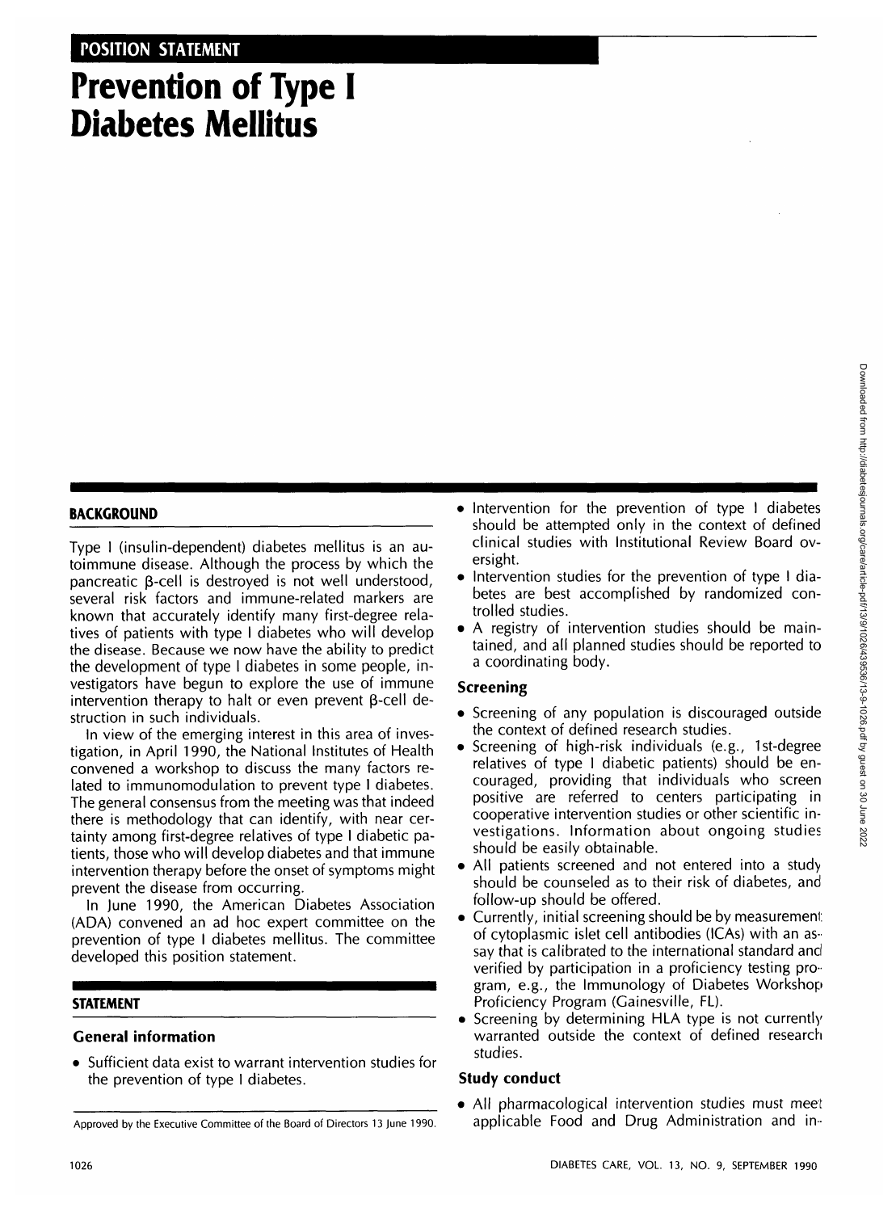POSITION STATEMENT

# Prevention of Type I Diabetes Mellitus

## BACKGROUND

Type I (insulin-dependent) diabetes mellitus is an autoimmune disease. Although the process by which the pancreatic β-cell is destroyed is not well understood, several risk factors and immune-related markers are known that accurately identify many first-degree relatives of patients with type I diabetes who will develop the disease. Because we now have the ability to predict the development of type I diabetes in some people, investigators have begun to explore the use of immune intervention therapy to halt or even prevent β-cell destruction in such individuals.

In view of the emerging interest in this area of investigation, in April 1990, the National Institutes of Health convened a workshop to discuss the many factors related to immunomodulation to prevent type I diabetes. The general consensus from the meeting was that indeed there is methodology that can identify, with near certainty among first-degree relatives of type I diabetic patients, those who will develop diabetes and that immune intervention therapy before the onset of symptoms might prevent the disease from occurring.

In June 1990, the American Diabetes Association (ADA) convened an ad hoc expert committee on the prevention of type I diabetes mellitus. The committee developed this position statement.

## STATEMENT

### General information

- Sufficient data exist to warrant intervention studies for the prevention of type I diabetes.
- Intervention for the prevention of type I diabetes should be attempted only in the context of defined clinical studies with Institutional Review Board oversight.
- Intervention studies for the prevention of type I diabetes are best accomplished by randomized controlled studies.
- A registry of intervention studies should be maintained, and all planned studies should be reported to a coordinating body.

### Screening

- Screening of any population is discouraged outside the context of defined research studies.
- Screening of high-risk individuals (e.g., 1st-degree relatives of type I diabetic patients) should be encouraged, providing that individuals who screen positive are referred to centers participating in cooperative intervention studies or other scientific investigations. Information about ongoing studies should be easily obtainable.
- All patients screened and not entered into a study should be counseled as to their risk of diabetes, and follow-up should be offered.
- Currently, initial screening should be by measurement of cytoplasmic islet cell antibodies (ICAs) with an assay that is calibrated to the international standard and verified by participation in a proficiency testing program, e.g., the Immunology of Diabetes Workshop Proficiency Program (Gainesville, FL).
- Screening by determining HLA type is not currently warranted outside the context of defined research studies.

### Study conduct

- All pharmacological intervention studies must meet applicable Food and Drug Administration and in-

Approved by the Executive Committee of the Board of Directors 13 June 1990.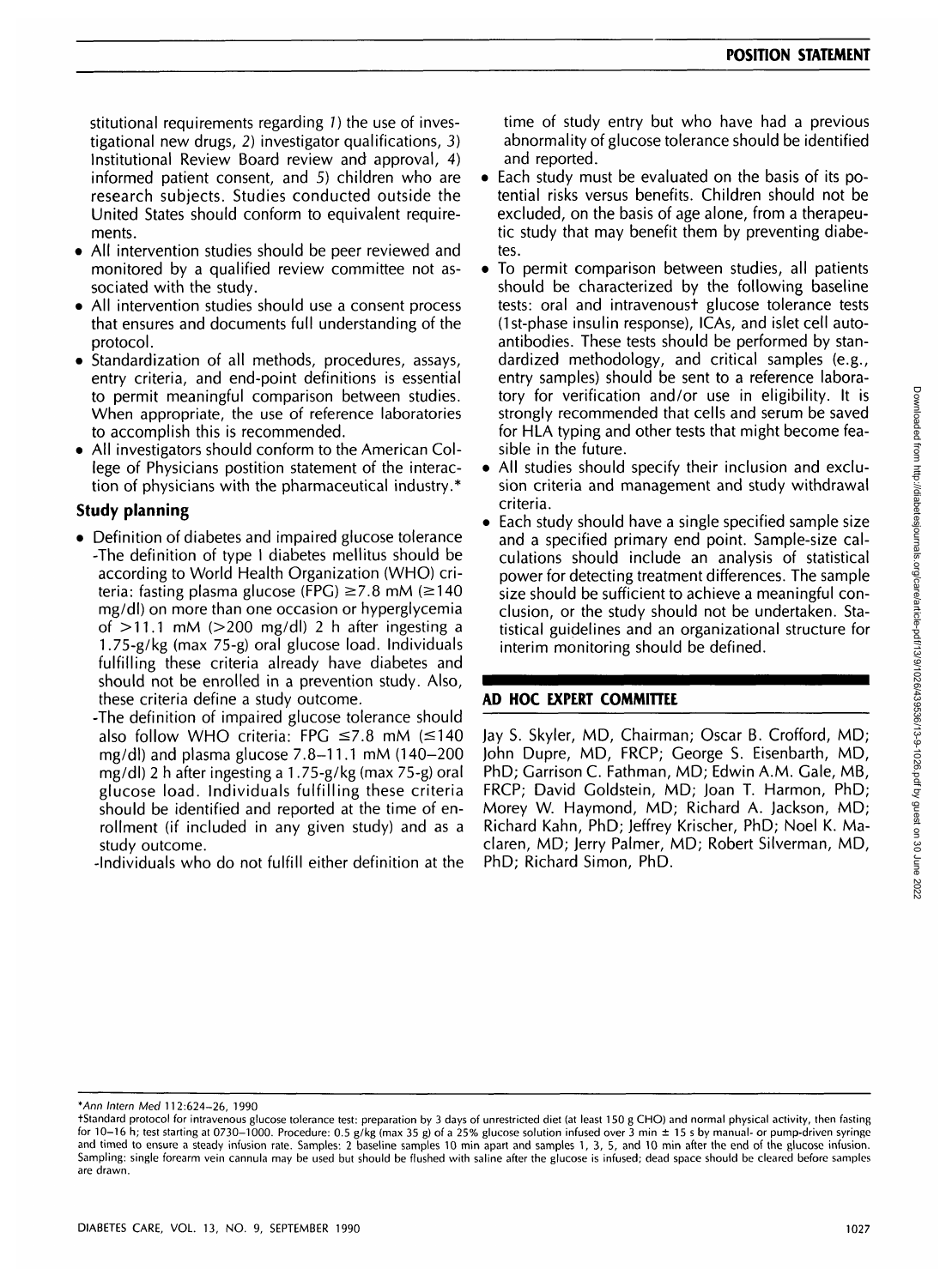stitutional requirements regarding *1*) the use of investigational new drugs, *2*) investigator qualifications, *3*) Institutional Review Board review and approval, *4*) informed patient consent, and *5*) children who are research subjects. Studies conducted outside the United States should conform to equivalent requirements.

- All intervention studies should be peer reviewed and monitored by a qualified review committee not associated with the study.
- All intervention studies should use a consent process that ensures and documents full understanding of the protocol.
- Standardization of all methods, procedures, assays, entry criteria, and end-point definitions is essential to permit meaningful comparison between studies. When appropriate, the use of reference laboratories to accomplish this is recommended.
- All investigators should conform to the American College of Physicians postition statement of the interaction of physicians with the pharmaceutical industry.*

## Study planning

- Definition of diabetes and impaired glucose tolerance
  - -The definition of type I diabetes mellitus should be according to World Health Organization (WHO) criteria: fasting plasma glucose (FPG) ≥7.8 mM (≥140 mg/dl) on more than one occasion or hyperglycemia of >11.1 mM (>200 mg/dl) 2 h after ingesting a 1.75-g/kg (max 75-g) oral glucose load. Individuals fulfilling these criteria already have diabetes and should not be enrolled in a prevention study. Also, these criteria define a study outcome.
  - -The definition of impaired glucose tolerance should also follow WHO criteria: FPG ≤7.8 mM (≤140 mg/dl) and plasma glucose 7.8–11.1 mM (140–200 mg/dl) 2 h after ingesting a 1.75-g/kg (max 75-g) oral glucose load. Individuals fulfilling these criteria should be identified and reported at the time of enrollment (if included in any given study) and as a study outcome.
  - -Individuals who do not fulfill either definition at the time of study entry but who have had a previous abnormality of glucose tolerance should be identified and reported.
- Each study must be evaluated on the basis of its potential risks versus benefits. Children should not be excluded, on the basis of age alone, from a therapeutic study that may benefit them by preventing diabetes.
- To permit comparison between studies, all patients should be characterized by the following baseline tests: oral and intravenous† glucose tolerance tests (1st-phase insulin response), ICAs, and islet cell autoantibodies. These tests should be performed by standardized methodology, and critical samples (e.g., entry samples) should be sent to a reference laboratory for verification and/or use in eligibility. It is strongly recommended that cells and serum be saved for HLA typing and other tests that might become feasible in the future.
- All studies should specify their inclusion and exclusion criteria and management and study withdrawal criteria.
- Each study should have a single specified sample size and a specified primary end point. Sample-size calculations should include an analysis of statistical power for detecting treatment differences. The sample size should be sufficient to achieve a meaningful conclusion, or the study should not be undertaken. Statistical guidelines and an organizational structure for interim monitoring should be defined.

## AD HOC EXPERT COMMITTEE

Jay S. Skyler, MD, Chairman; Oscar B. Crofford, MD; John Dupre, MD, FRCP; George S. Eisenbarth, MD, PhD; Garrison C. Fathman, MD; Edwin A.M. Gale, MB, FRCP; David Goldstein, MD; Joan T. Harmon, PhD; Morey W. Haymond, MD; Richard A. Jackson, MD; Richard Kahn, PhD; Jeffrey Krischer, PhD; Noel K. Maclaren, MD; Jerry Palmer, MD; Robert Silverman, MD, PhD; Richard Simon, PhD.

---

*\*Ann Intern Med* 112:624–26, 1990

†Standard protocol for intravenous glucose tolerance test: preparation by 3 days of unrestricted diet (at least 150 g CHO) and normal physical activity, then fasting for 10–16 h; test starting at 0730–1000. Procedure: 0.5 g/kg (max 35 g) of a 25% glucose solution infused over 3 min ± 15 s by manual- or pump-driven syringe and timed to ensure a steady infusion rate. Samples: 2 baseline samples 10 min apart and samples 1, 3, 5, and 10 min after the end of the glucose infusion. Sampling: single forearm vein cannula may be used but should be flushed with saline after the glucose is infused; dead space should be cleared before samples are drawn.